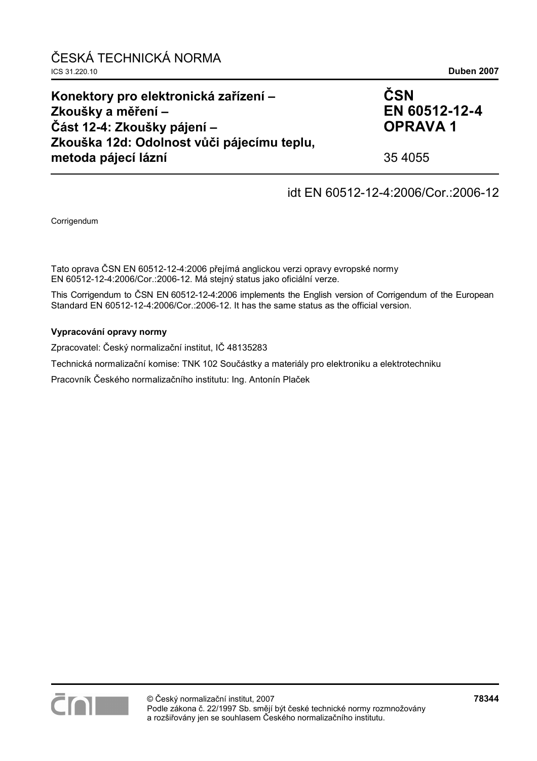ČESKÁ TECHNICKÁ NORMA

ICS 31.220.10 **Duben 2007**

# Konektory pro elektronická zařízení – Zkoušky a měření – Část 12-4: Zkoušky pájení – Zkouška 12d: Odolnost vůči pájecímu teplu, metoda pájecí lázní

**ČSN EN 60512-12-4 OPRAVA 1**

35 4055

idt EN 60512-12-4:2006/Cor.:2006-12

Corrigendum

Tato oprava ČSN EN 60512-12-4:2006 přejímá anglickou verzi opravy evropské normy EN 60512-12-4:2006/Cor.:2006-12. Má stejný status jako oficiální verze.

This Corrigendum to ČSN EN 60512-12-4:2006 implements the English version of Corrigendum of the European Standard EN 60512-12-4:2006/Cor.:2006-12. It has the same status as the official version.

**Vypracování opravy normy**

Zpracovatel: Český normalizační institut, IČ 48135283

Technická normalizační komise: TNK 102 Součástky a materiály pro elektroniku a elektrotechniku

Pracovník Českého normalizačního institutu: Ing. Antonín Plaček

© Český normalizační institut, 2007
Podle zákona č. 22/1997 Sb. smějí být české technické normy rozmnožovány a rozšiřovány jen se souhlasem Českého normalizačního institutu.

**78344**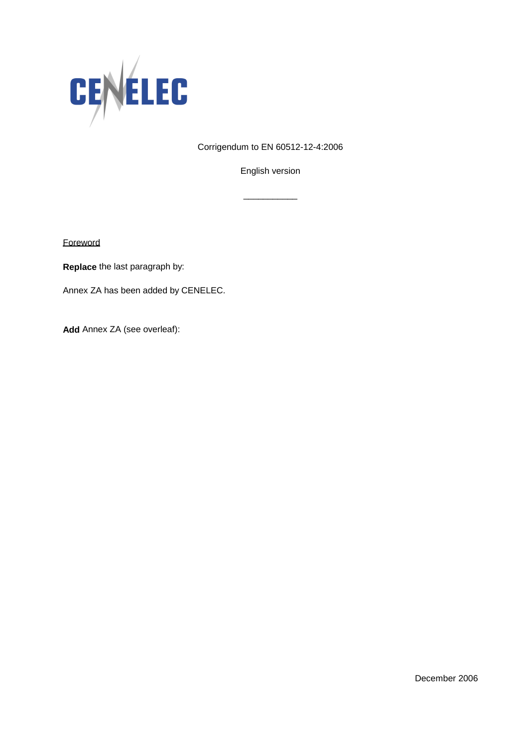Corrigendum to EN 60512-12-4:2006

English version

___________

Foreword

**Replace** the last paragraph by:

Annex ZA has been added by CENELEC.

**Add** Annex ZA (see overleaf):

December 2006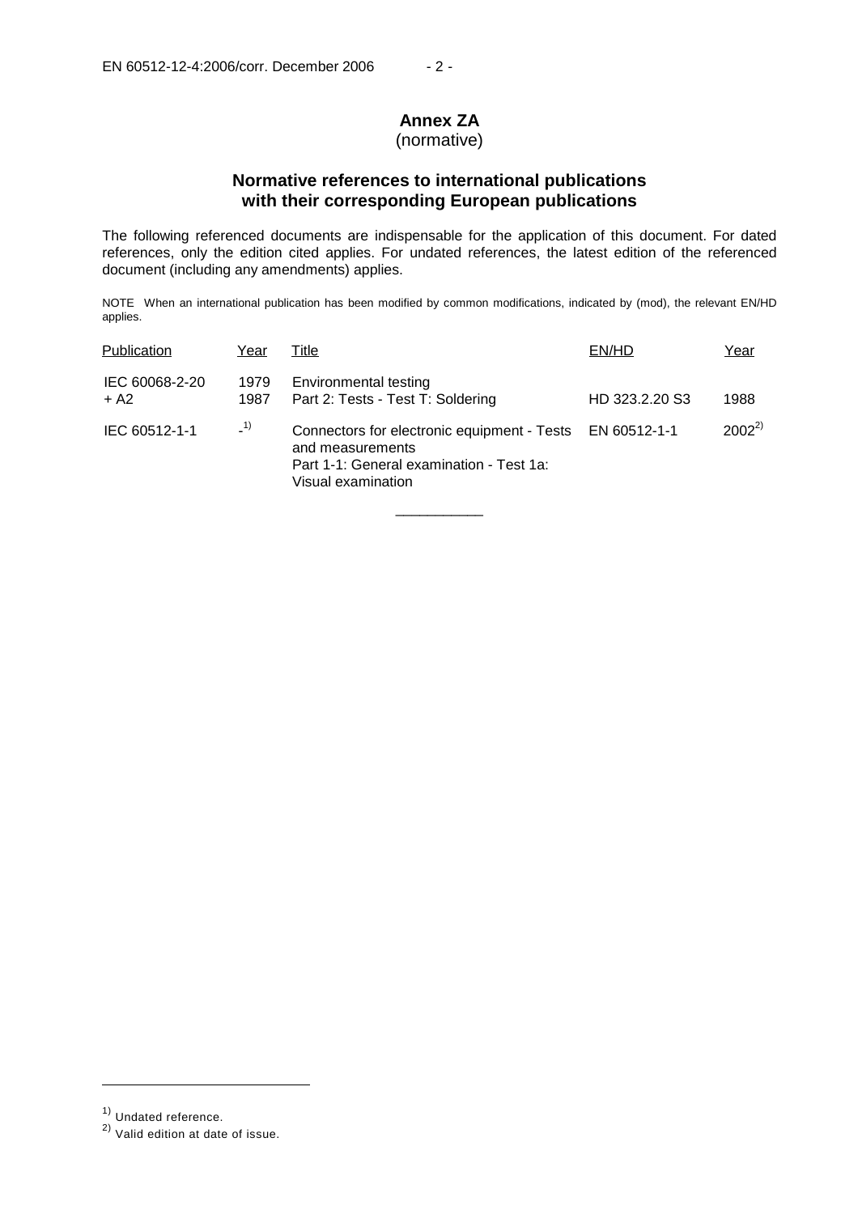# Annex ZA
(normative)

## Normative references to international publications with their corresponding European publications

The following referenced documents are indispensable for the application of this document. For dated references, only the edition cited applies. For undated references, the latest edition of the referenced document (including any amendments) applies.

NOTE When an international publication has been modified by common modifications, indicated by (mod), the relevant EN/HD applies.

| Publication | Year | Title | EN/HD | Year |
|---|---|---|---|---|
| IEC 60068-2-20<br>+ A2 | 1979<br>1987 | Environmental testing<br>Part 2: Tests - Test T: Soldering | HD 323.2.20 S3 | 1988 |
| IEC 60512-1-1 | -[1] | Connectors for electronic equipment - Tests and measurements<br>Part 1-1: General examination - Test 1a: Visual examination | EN 60512-1-1 | 2002[2] |

---

[1] Undated reference.

[2] Valid edition at date of issue.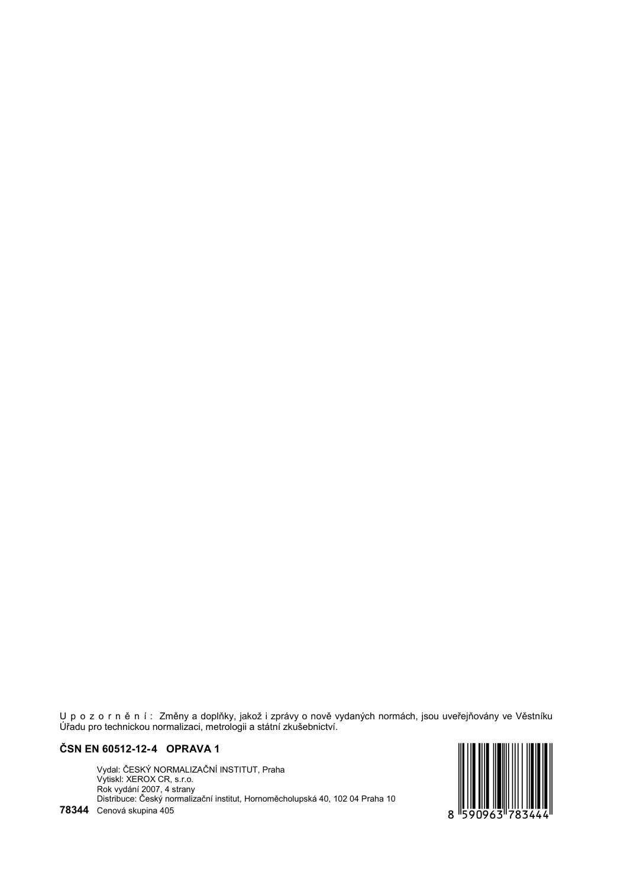U p o z o r n ě n í : Změny a doplňky, jakož i zprávy o nově vydaných normách, jsou uveřejňovány ve Věstníku Úřadu pro technickou normalizaci, metrologii a státní zkušebnictví.

**ČSN EN 60512-12-4 OPRAVA 1**

Vydal: ČESKÝ NORMALIZAČNÍ INSTITUT, Praha
Vytiskl: XEROX CR, s.r.o.
Rok vydání 2007, 4 strany
Distribuce: Český normalizační institut, Hornoměcholupská 40, 102 04 Praha 10

**78344** Cenová skupina 405

8 590963 783444